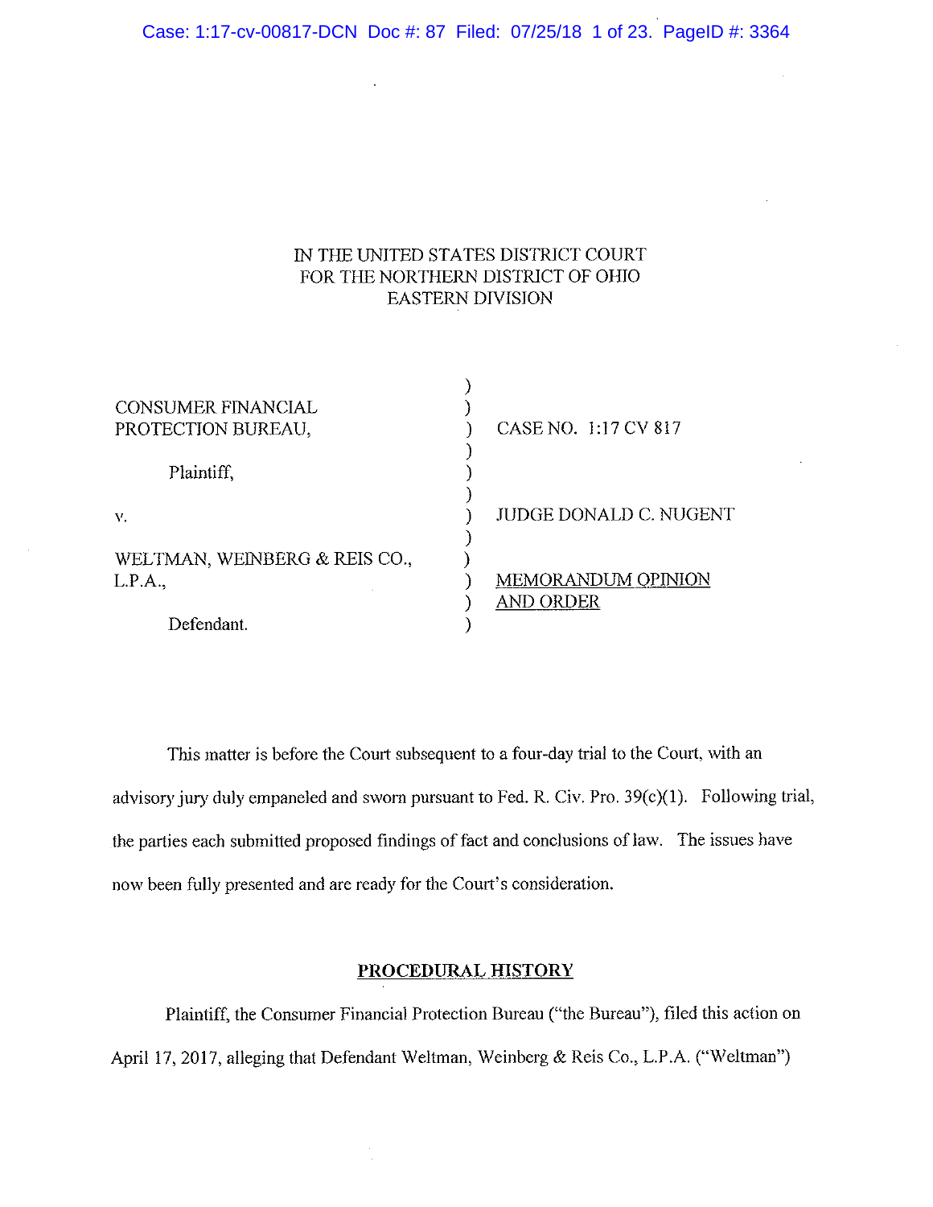IN THE UNITED STATES DISTRICT COURT
FOR THE NORTHERN DISTRICT OF OHIO
EASTERN DIVISION

| | | |
|---|---|---|
| CONSUMER FINANCIAL PROTECTION BUREAU, | ) | CASE NO. 1:17 CV 817 |
| Plaintiff, | ) | |
| v. | ) | JUDGE DONALD C. NUGENT |
| WELTMAN, WEINBERG & REIS CO., L.P.A., | ) | MEMORANDUM OPINION AND ORDER |
| Defendant. | ) | |

This matter is before the Court subsequent to a four-day trial to the Court, with an advisory jury duly empaneled and sworn pursuant to Fed. R. Civ. Pro. 39(c)(1). Following trial, the parties each submitted proposed findings of fact and conclusions of law. The issues have now been fully presented and are ready for the Court's consideration.

## PROCEDURAL HISTORY

Plaintiff, the Consumer Financial Protection Bureau ("the Bureau"), filed this action on April 17, 2017, alleging that Defendant Weltman, Weinberg & Reis Co., L.P.A. ("Weltman")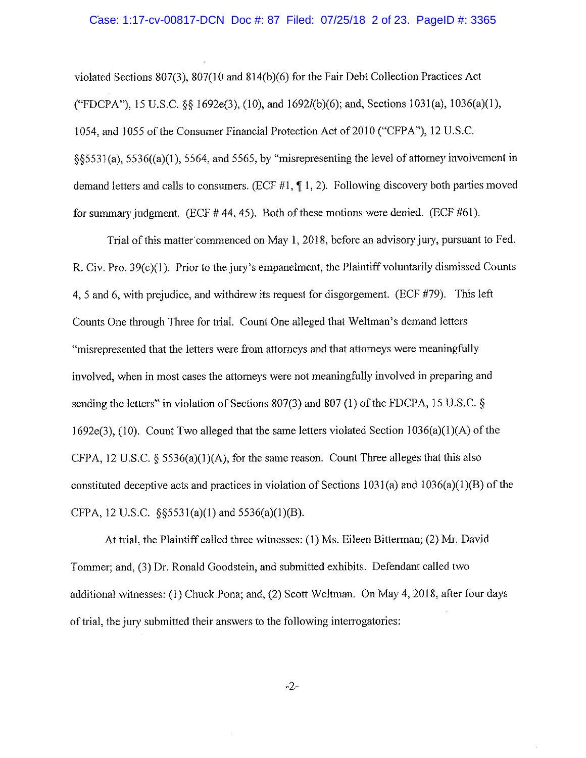violated Sections 807(3), 807(10 and 814(b)(6) for the Fair Debt Collection Practices Act ("FDCPA"), 15 U.S.C. §§ 1692e(3), (10), and 1692*l*(b)(6); and, Sections 1031(a), 1036(a)(1), 1054, and 1055 of the Consumer Financial Protection Act of 2010 ("CFPA"), 12 U.S.C. §§5531(a), 5536((a)(1), 5564, and 5565, by "misrepresenting the level of attorney involvement in demand letters and calls to consumers. (ECF #1, ¶ 1, 2). Following discovery both parties moved for summary judgment. (ECF # 44, 45). Both of these motions were denied. (ECF #61).

Trial of this matter commenced on May 1, 2018, before an advisory jury, pursuant to Fed. R. Civ. Pro. 39(c)(1). Prior to the jury's empanelment, the Plaintiff voluntarily dismissed Counts 4, 5 and 6, with prejudice, and withdrew its request for disgorgement. (ECF #79). This left Counts One through Three for trial. Count One alleged that Weltman's demand letters "misrepresented that the letters were from attorneys and that attorneys were meaningfully involved, when in most cases the attorneys were not meaningfully involved in preparing and sending the letters" in violation of Sections 807(3) and 807 (1) of the FDCPA, 15 U.S.C. § 1692e(3), (10). Count Two alleged that the same letters violated Section 1036(a)(1)(A) of the CFPA, 12 U.S.C. § 5536(a)(1)(A), for the same reason. Count Three alleges that this also constituted deceptive acts and practices in violation of Sections 1031(a) and 1036(a)(1)(B) of the CFPA, 12 U.S.C. §§5531(a)(1) and 5536(a)(1)(B).

At trial, the Plaintiff called three witnesses: (1) Ms. Eileen Bitterman; (2) Mr. David Tommer; and, (3) Dr. Ronald Goodstein, and submitted exhibits. Defendant called two additional witnesses: (1) Chuck Pona; and, (2) Scott Weltman. On May 4, 2018, after four days of trial, the jury submitted their answers to the following interrogatories: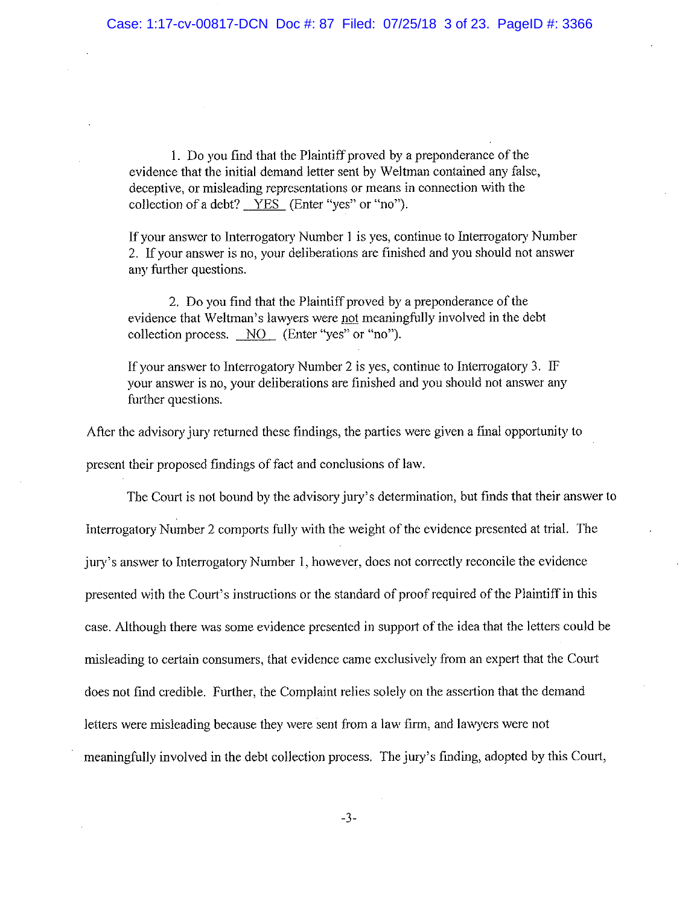1. Do you find that the Plaintiff proved by a preponderance of the evidence that the initial demand letter sent by Weltman contained any false, deceptive, or misleading representations or means in connection with the collection of a debt? <u>YES</u> (Enter "yes" or "no").

If your answer to Interrogatory Number 1 is yes, continue to Interrogatory Number 2. If your answer is no, your deliberations are finished and you should not answer any further questions.

2. Do you find that the Plaintiff proved by a preponderance of the evidence that Weltman's lawyers were <u>not</u> meaningfully involved in the debt collection process. <u>NO</u> (Enter "yes" or "no").

If your answer to Interrogatory Number 2 is yes, continue to Interrogatory 3. IF your answer is no, your deliberations are finished and you should not answer any further questions.

After the advisory jury returned these findings, the parties were given a final opportunity to present their proposed findings of fact and conclusions of law.

The Court is not bound by the advisory jury's determination, but finds that their answer to Interrogatory Number 2 comports fully with the weight of the evidence presented at trial. The jury's answer to Interrogatory Number 1, however, does not correctly reconcile the evidence presented with the Court's instructions or the standard of proof required of the Plaintiff in this case. Although there was some evidence presented in support of the idea that the letters could be misleading to certain consumers, that evidence came exclusively from an expert that the Court does not find credible. Further, the Complaint relies solely on the assertion that the demand letters were misleading because they were sent from a law firm, and lawyers were not meaningfully involved in the debt collection process. The jury's finding, adopted by this Court,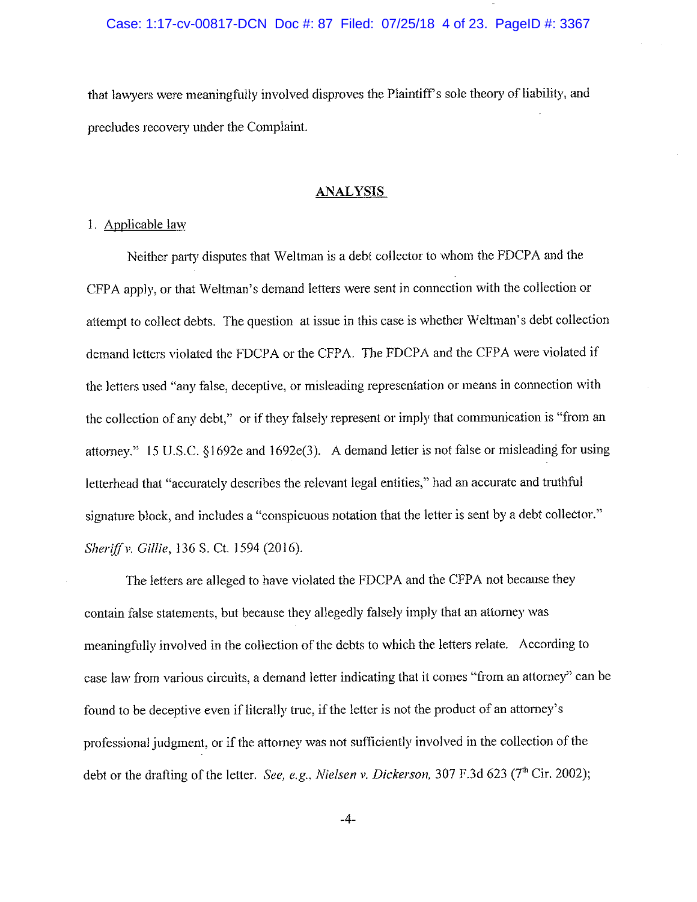that lawyers were meaningfully involved disproves the Plaintiff's sole theory of liability, and precludes recovery under the Complaint.

## ANALYSIS

1. Applicable law

Neither party disputes that Weltman is a debt collector to whom the FDCPA and the CFPA apply, or that Weltman's demand letters were sent in connection with the collection or attempt to collect debts. The question at issue in this case is whether Weltman's debt collection demand letters violated the FDCPA or the CFPA. The FDCPA and the CFPA were violated if the letters used "any false, deceptive, or misleading representation or means in connection with the collection of any debt," or if they falsely represent or imply that communication is "from an attorney." 15 U.S.C. §1692e and 1692e(3). A demand letter is not false or misleading for using letterhead that "accurately describes the relevant legal entities," had an accurate and truthful signature block, and includes a "conspicuous notation that the letter is sent by a debt collector." *Sheriff v. Gillie*, 136 S. Ct. 1594 (2016).

The letters are alleged to have violated the FDCPA and the CFPA not because they contain false statements, but because they allegedly falsely imply that an attorney was meaningfully involved in the collection of the debts to which the letters relate. According to case law from various circuits, a demand letter indicating that it comes "from an attorney" can be found to be deceptive even if literally true, if the letter is not the product of an attorney's professional judgment, or if the attorney was not sufficiently involved in the collection of the debt or the drafting of the letter. *See, e.g., Nielsen v. Dickerson*, 307 F.3d 623 (7th Cir. 2002);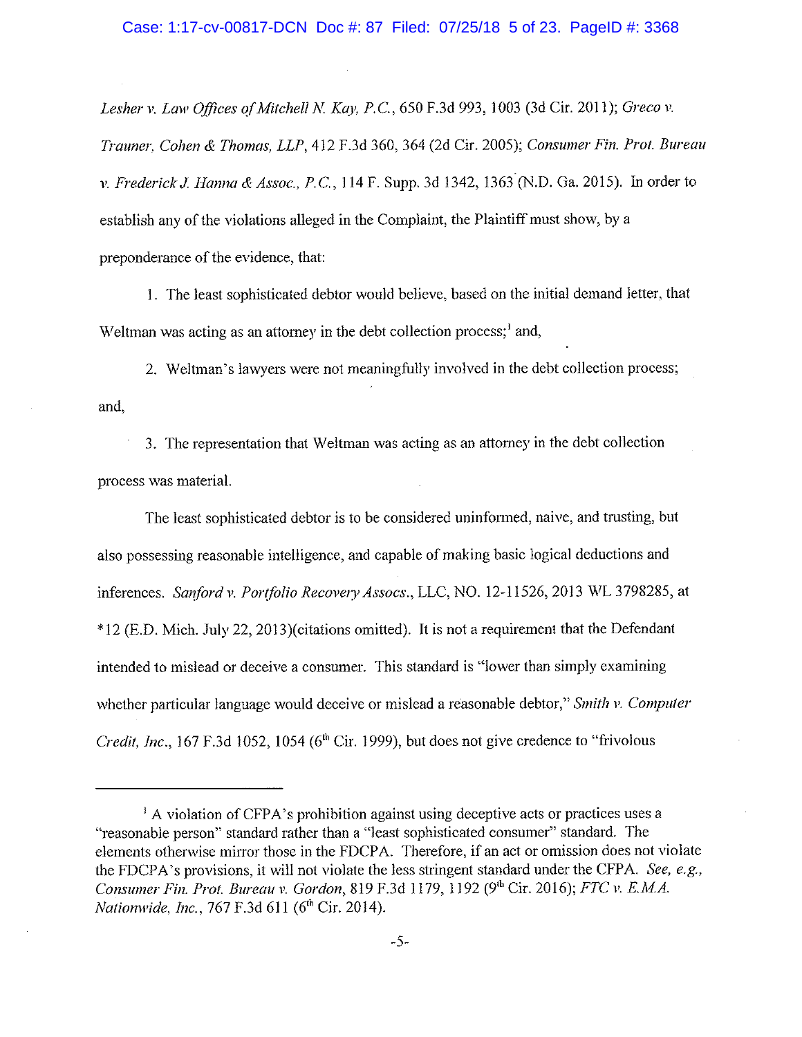*Lesher v. Law Offices of Mitchell N. Kay, P.C.*, 650 F.3d 993, 1003 (3d Cir. 2011); *Greco v. Trauner, Cohen & Thomas, LLP*, 412 F.3d 360, 364 (2d Cir. 2005); *Consumer Fin. Prot. Bureau v. Frederick J. Hanna & Assoc., P.C.*, 114 F. Supp. 3d 1342, 1363 (N.D. Ga. 2015). In order to establish any of the violations alleged in the Complaint, the Plaintiff must show, by a preponderance of the evidence, that:

1. The least sophisticated debtor would believe, based on the initial demand letter, that Weltman was acting as an attorney in the debt collection process;[1] and,

2. Weltman's lawyers were not meaningfully involved in the debt collection process; and,

3. The representation that Weltman was acting as an attorney in the debt collection process was material.

The least sophisticated debtor is to be considered uninformed, naive, and trusting, but also possessing reasonable intelligence, and capable of making basic logical deductions and inferences. *Sanford v. Portfolio Recovery Assocs.*, LLC, NO. 12-11526, 2013 WL 3798285, at *12 (E.D. Mich. July 22, 2013)(citations omitted). It is not a requirement that the Defendant intended to mislead or deceive a consumer. This standard is "lower than simply examining whether particular language would deceive or mislead a reasonable debtor," *Smith v. Computer Credit, Inc.*, 167 F.3d 1052, 1054 (6th Cir. 1999), but does not give credence to "frivolous

---

[1] A violation of CFPA's prohibition against using deceptive acts or practices uses a "reasonable person" standard rather than a "least sophisticated consumer" standard. The elements otherwise mirror those in the FDCPA. Therefore, if an act or omission does not violate the FDCPA's provisions, it will not violate the less stringent standard under the CFPA. *See, e.g., Consumer Fin. Prot. Bureau v. Gordon*, 819 F.3d 1179, 1192 (9th Cir. 2016); *FTC v. E.M.A. Nationwide, Inc.*, 767 F.3d 611 (6th Cir. 2014).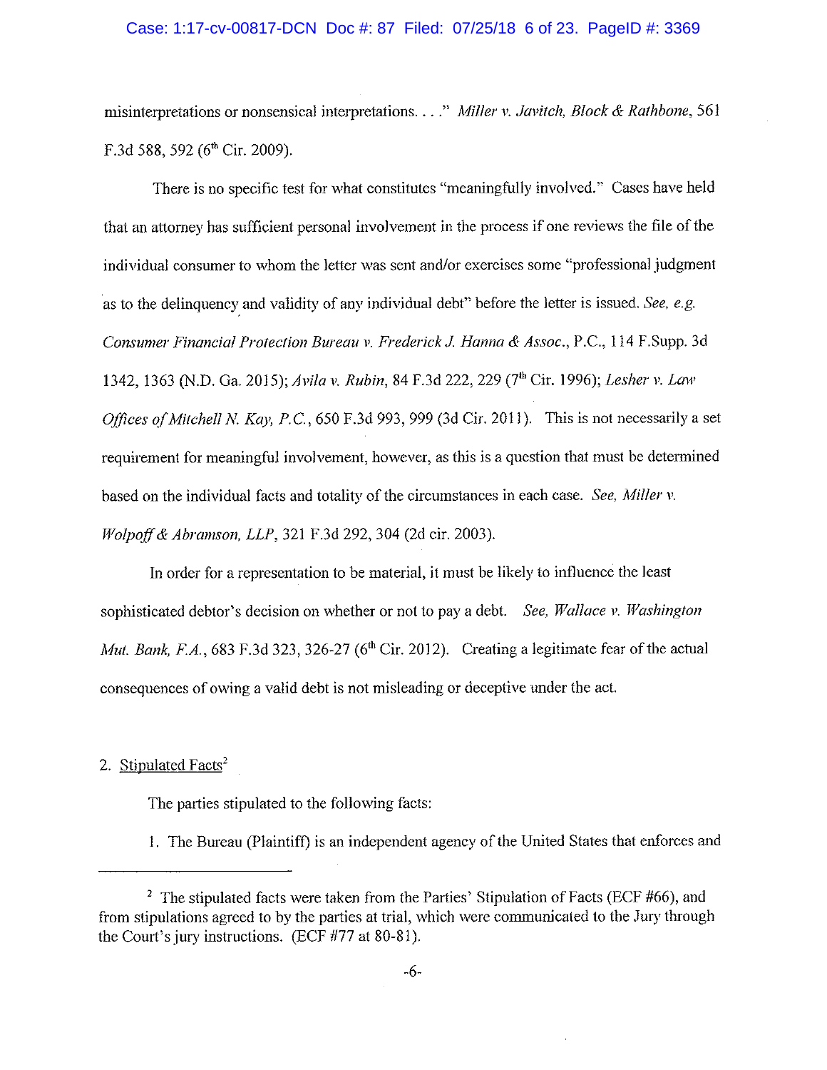misinterpretations or nonsensical interpretations. . . ." *Miller v. Javitch, Block & Rathbone*, 561 F.3d 588, 592 (6th Cir. 2009).

There is no specific test for what constitutes "meaningfully involved." Cases have held that an attorney has sufficient personal involvement in the process if one reviews the file of the individual consumer to whom the letter was sent and/or exercises some "professional judgment as to the delinquency and validity of any individual debt" before the letter is issued. *See, e.g. Consumer Financial Protection Bureau v. Frederick J. Hanna & Assoc.*, P.C., 114 F.Supp. 3d 1342, 1363 (N.D. Ga. 2015); *Avila v. Rubin*, 84 F.3d 222, 229 (7th Cir. 1996); *Lesher v. Law Offices of Mitchell N. Kay, P.C.*, 650 F.3d 993, 999 (3d Cir. 2011). This is not necessarily a set requirement for meaningful involvement, however, as this is a question that must be determined based on the individual facts and totality of the circumstances in each case. *See, Miller v. Wolpoff & Abramson, LLP*, 321 F.3d 292, 304 (2d cir. 2003).

In order for a representation to be material, it must be likely to influence the least sophisticated debtor's decision on whether or not to pay a debt. *See, Wallace v. Washington Mut. Bank, F.A.*, 683 F.3d 323, 326-27 (6th Cir. 2012). Creating a legitimate fear of the actual consequences of owing a valid debt is not misleading or deceptive under the act.

2. Stipulated Facts[2]

The parties stipulated to the following facts:

1. The Bureau (Plaintiff) is an independent agency of the United States that enforces and

---

[2] The stipulated facts were taken from the Parties' Stipulation of Facts (ECF #66), and from stipulations agreed to by the parties at trial, which were communicated to the Jury through the Court's jury instructions. (ECF #77 at 80-81).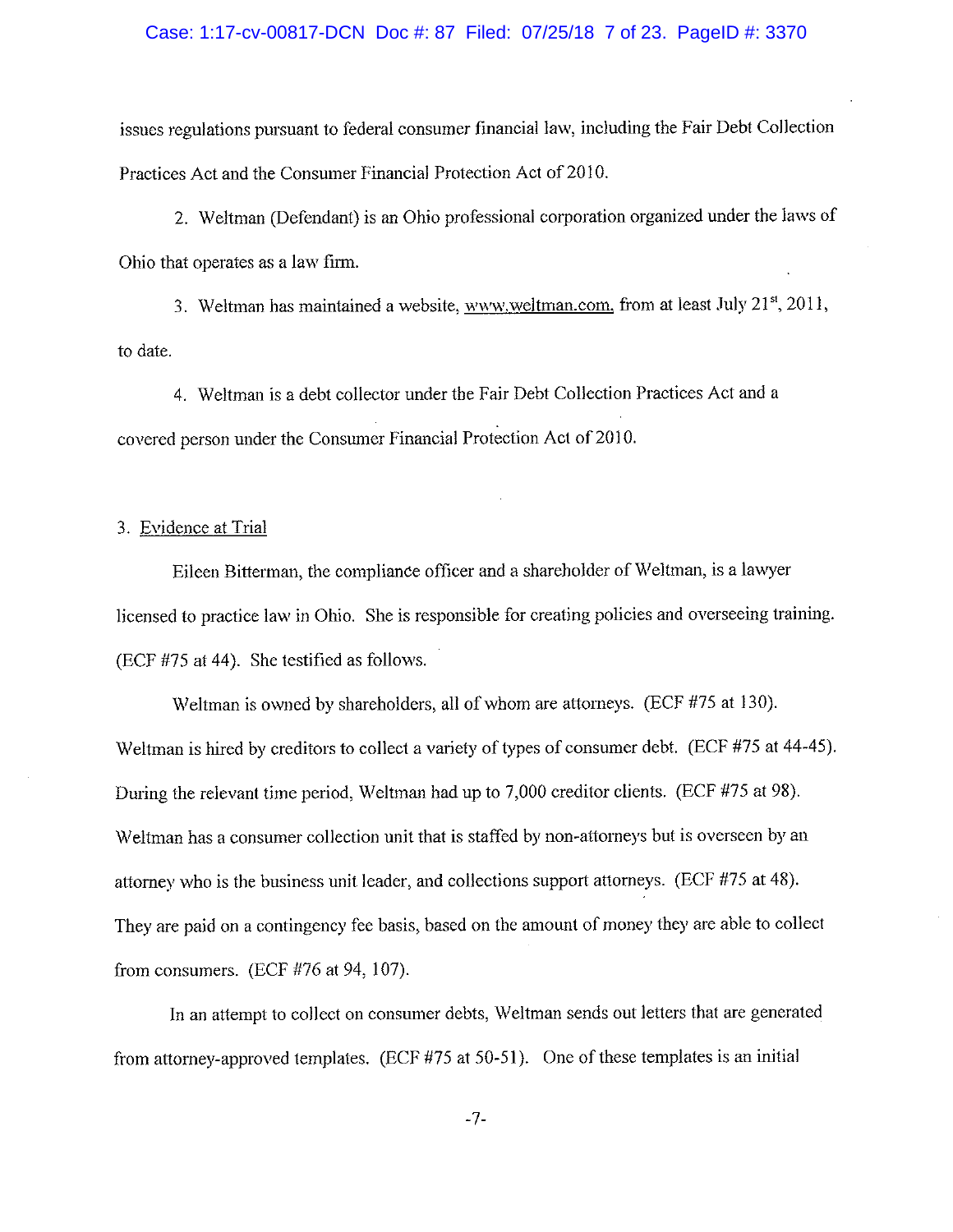issues regulations pursuant to federal consumer financial law, including the Fair Debt Collection Practices Act and the Consumer Financial Protection Act of 2010.

2. Weltman (Defendant) is an Ohio professional corporation organized under the laws of Ohio that operates as a law firm.

3. Weltman has maintained a website, www.weltman.com, from at least July 21st, 2011, to date.

4. Weltman is a debt collector under the Fair Debt Collection Practices Act and a covered person under the Consumer Financial Protection Act of 2010.

3. Evidence at Trial

Eileen Bitterman, the compliance officer and a shareholder of Weltman, is a lawyer licensed to practice law in Ohio. She is responsible for creating policies and overseeing training. (ECF #75 at 44). She testified as follows.

Weltman is owned by shareholders, all of whom are attorneys. (ECF #75 at 130). Weltman is hired by creditors to collect a variety of types of consumer debt. (ECF #75 at 44-45). During the relevant time period, Weltman had up to 7,000 creditor clients. (ECF #75 at 98). Weltman has a consumer collection unit that is staffed by non-attorneys but is overseen by an attorney who is the business unit leader, and collections support attorneys. (ECF #75 at 48). They are paid on a contingency fee basis, based on the amount of money they are able to collect from consumers. (ECF #76 at 94, 107).

In an attempt to collect on consumer debts, Weltman sends out letters that are generated from attorney-approved templates. (ECF #75 at 50-51). One of these templates is an initial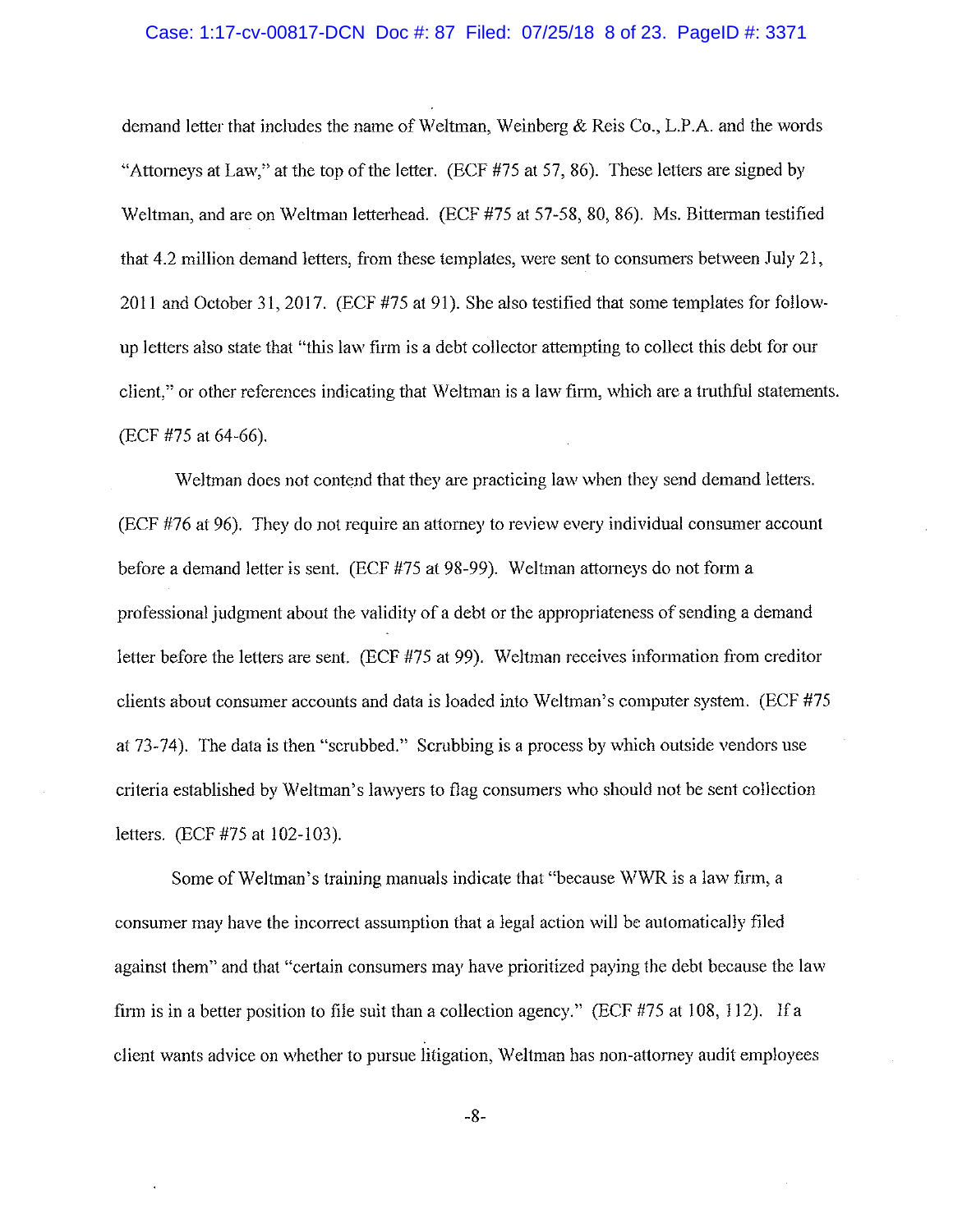demand letter that includes the name of Weltman, Weinberg & Reis Co., L.P.A. and the words "Attorneys at Law," at the top of the letter. (ECF #75 at 57, 86). These letters are signed by Weltman, and are on Weltman letterhead. (ECF #75 at 57-58, 80, 86). Ms. Bitterman testified that 4.2 million demand letters, from these templates, were sent to consumers between July 21, 2011 and October 31, 2017. (ECF #75 at 91). She also testified that some templates for follow-up letters also state that "this law firm is a debt collector attempting to collect this debt for our client," or other references indicating that Weltman is a law firm, which are a truthful statements. (ECF #75 at 64-66).

Weltman does not contend that they are practicing law when they send demand letters. (ECF #76 at 96). They do not require an attorney to review every individual consumer account before a demand letter is sent. (ECF #75 at 98-99). Weltman attorneys do not form a professional judgment about the validity of a debt or the appropriateness of sending a demand letter before the letters are sent. (ECF #75 at 99). Weltman receives information from creditor clients about consumer accounts and data is loaded into Weltman's computer system. (ECF #75 at 73-74). The data is then "scrubbed." Scrubbing is a process by which outside vendors use criteria established by Weltman's lawyers to flag consumers who should not be sent collection letters. (ECF #75 at 102-103).

Some of Weltman's training manuals indicate that "because WWR is a law firm, a consumer may have the incorrect assumption that a legal action will be automatically filed against them" and that "certain consumers may have prioritized paying the debt because the law firm is in a better position to file suit than a collection agency." (ECF #75 at 108, 112). If a client wants advice on whether to pursue litigation, Weltman has non-attorney audit employees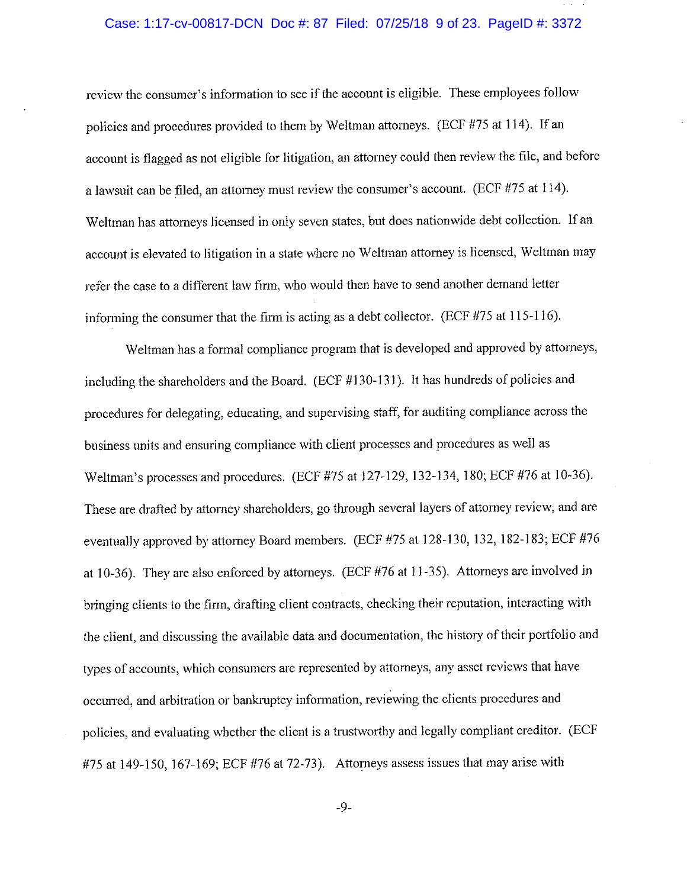review the consumer's information to see if the account is eligible. These employees follow policies and procedures provided to them by Weltman attorneys. (ECF #75 at 114). If an account is flagged as not eligible for litigation, an attorney could then review the file, and before a lawsuit can be filed, an attorney must review the consumer's account. (ECF #75 at 114). Weltman has attorneys licensed in only seven states, but does nationwide debt collection. If an account is elevated to litigation in a state where no Weltman attorney is licensed, Weltman may refer the case to a different law firm, who would then have to send another demand letter informing the consumer that the firm is acting as a debt collector. (ECF #75 at 115-116).

Weltman has a formal compliance program that is developed and approved by attorneys, including the shareholders and the Board. (ECF #130-131). It has hundreds of policies and procedures for delegating, educating, and supervising staff, for auditing compliance across the business units and ensuring compliance with client processes and procedures as well as Weltman's processes and procedures. (ECF #75 at 127-129, 132-134, 180; ECF #76 at 10-36). These are drafted by attorney shareholders, go through several layers of attorney review, and are eventually approved by attorney Board members. (ECF #75 at 128-130, 132, 182-183; ECF #76 at 10-36). They are also enforced by attorneys. (ECF #76 at 11-35). Attorneys are involved in bringing clients to the firm, drafting client contracts, checking their reputation, interacting with the client, and discussing the available data and documentation, the history of their portfolio and types of accounts, which consumers are represented by attorneys, any asset reviews that have occurred, and arbitration or bankruptcy information, reviewing the clients procedures and policies, and evaluating whether the client is a trustworthy and legally compliant creditor. (ECF #75 at 149-150, 167-169; ECF #76 at 72-73). Attorneys assess issues that may arise with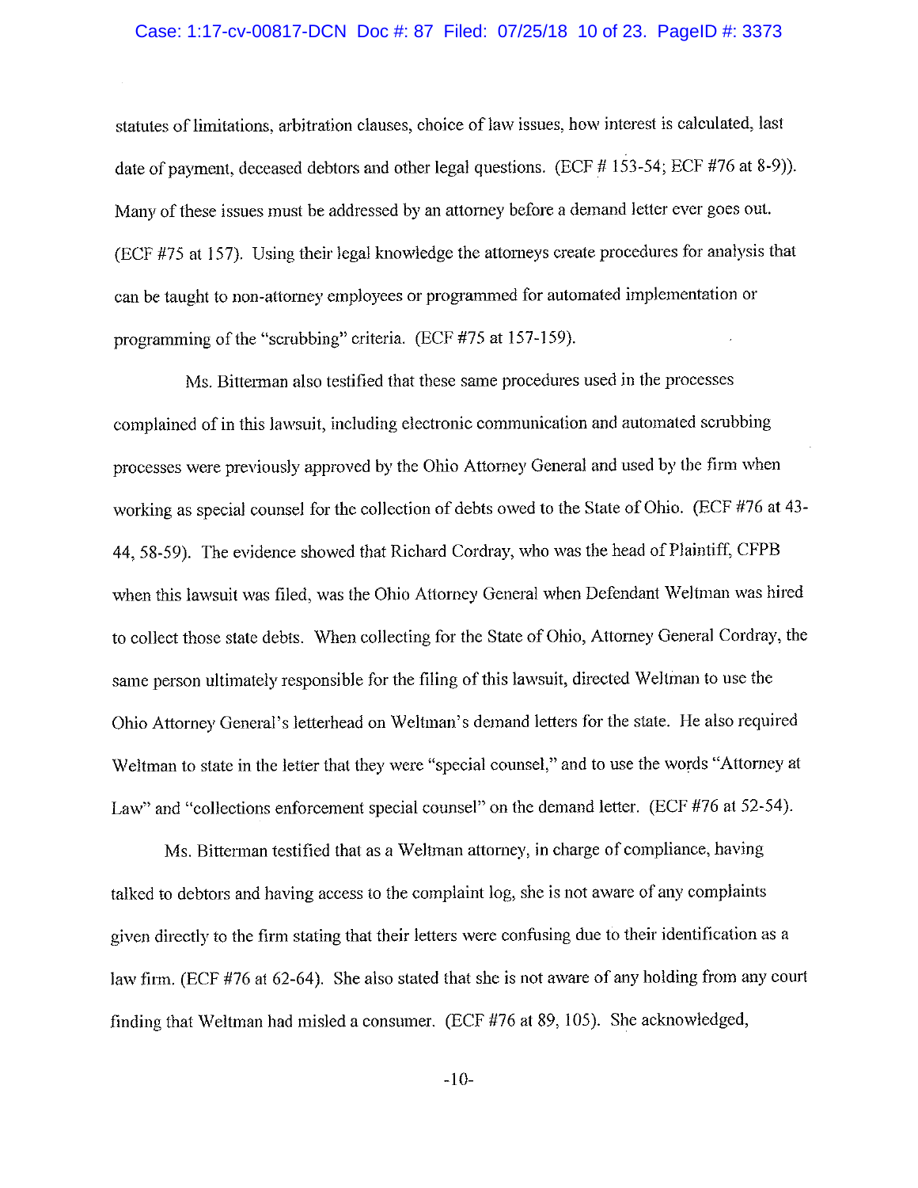statutes of limitations, arbitration clauses, choice of law issues, how interest is calculated, last date of payment, deceased debtors and other legal questions. (ECF # 153-54; ECF #76 at 8-9)). Many of these issues must be addressed by an attorney before a demand letter ever goes out. (ECF #75 at 157). Using their legal knowledge the attorneys create procedures for analysis that can be taught to non-attorney employees or programmed for automated implementation or programming of the "scrubbing" criteria. (ECF #75 at 157-159).

Ms. Bitterman also testified that these same procedures used in the processes complained of in this lawsuit, including electronic communication and automated scrubbing processes were previously approved by the Ohio Attorney General and used by the firm when working as special counsel for the collection of debts owed to the State of Ohio. (ECF #76 at 43-44, 58-59). The evidence showed that Richard Cordray, who was the head of Plaintiff, CFPB when this lawsuit was filed, was the Ohio Attorney General when Defendant Weltman was hired to collect those state debts. When collecting for the State of Ohio, Attorney General Cordray, the same person ultimately responsible for the filing of this lawsuit, directed Weltman to use the Ohio Attorney General's letterhead on Weltman's demand letters for the state. He also required Weltman to state in the letter that they were "special counsel," and to use the words "Attorney at Law" and "collections enforcement special counsel" on the demand letter. (ECF #76 at 52-54).

Ms. Bitterman testified that as a Weltman attorney, in charge of compliance, having talked to debtors and having access to the complaint log, she is not aware of any complaints given directly to the firm stating that their letters were confusing due to their identification as a law firm. (ECF #76 at 62-64). She also stated that she is not aware of any holding from any court finding that Weltman had misled a consumer. (ECF #76 at 89, 105). She acknowledged,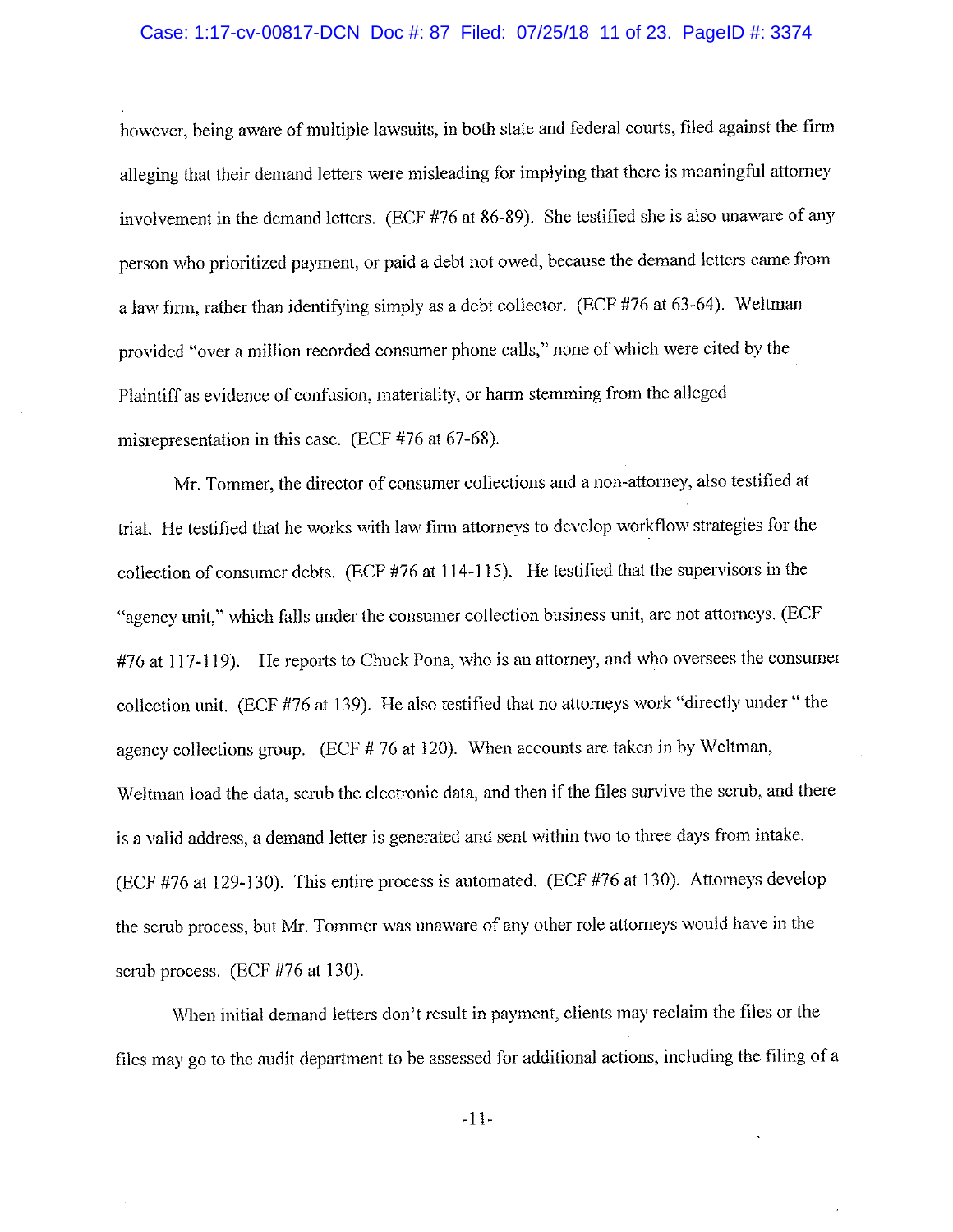however, being aware of multiple lawsuits, in both state and federal courts, filed against the firm alleging that their demand letters were misleading for implying that there is meaningful attorney involvement in the demand letters. (ECF #76 at 86-89). She testified she is also unaware of any person who prioritized payment, or paid a debt not owed, because the demand letters came from a law firm, rather than identifying simply as a debt collector. (ECF #76 at 63-64). Weltman provided "over a million recorded consumer phone calls," none of which were cited by the Plaintiff as evidence of confusion, materiality, or harm stemming from the alleged misrepresentation in this case. (ECF #76 at 67-68).

Mr. Tommer, the director of consumer collections and a non-attorney, also testified at trial. He testified that he works with law firm attorneys to develop workflow strategies for the collection of consumer debts. (ECF #76 at 114-115). He testified that the supervisors in the "agency unit," which falls under the consumer collection business unit, are not attorneys. (ECF #76 at 117-119). He reports to Chuck Pona, who is an attorney, and who oversees the consumer collection unit. (ECF #76 at 139). He also testified that no attorneys work "directly under " the agency collections group. (ECF # 76 at 120). When accounts are taken in by Weltman, Weltman load the data, scrub the electronic data, and then if the files survive the scrub, and there is a valid address, a demand letter is generated and sent within two to three days from intake. (ECF #76 at 129-130). This entire process is automated. (ECF #76 at 130). Attorneys develop the scrub process, but Mr. Tommer was unaware of any other role attorneys would have in the scrub process. (ECF #76 at 130).

When initial demand letters don't result in payment, clients may reclaim the files or the files may go to the audit department to be assessed for additional actions, including the filing of a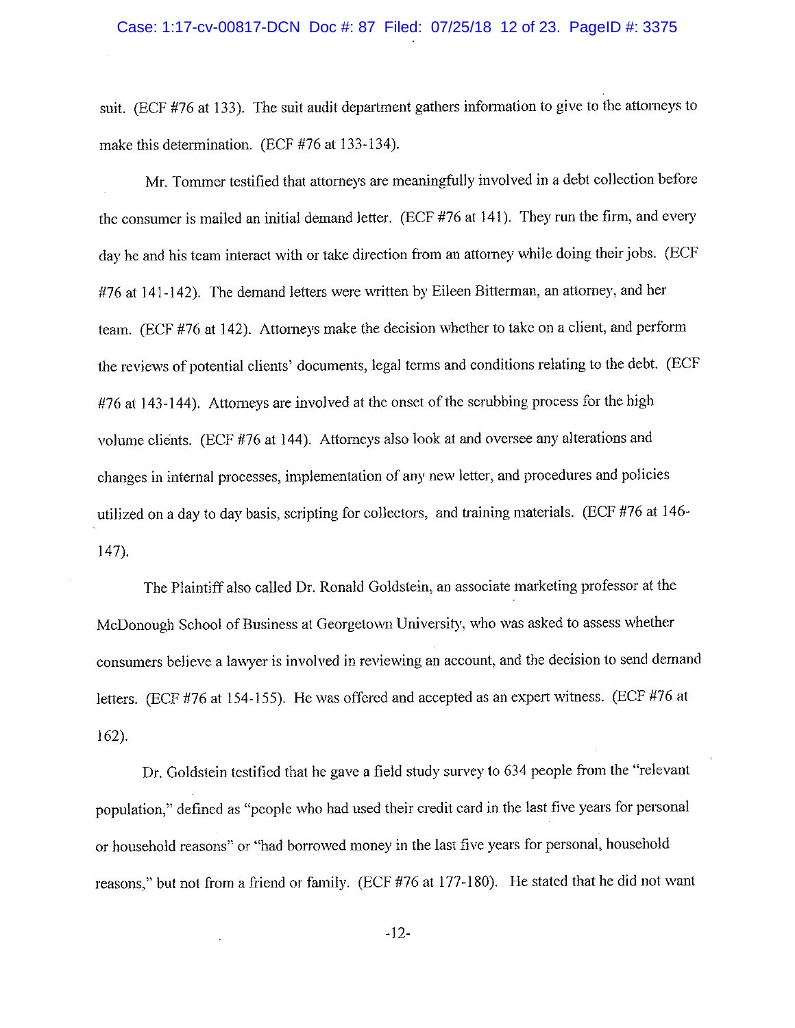suit. (ECF #76 at 133). The suit audit department gathers information to give to the attorneys to make this determination. (ECF #76 at 133-134).

Mr. Tommer testified that attorneys are meaningfully involved in a debt collection before the consumer is mailed an initial demand letter. (ECF #76 at 141). They run the firm, and every day he and his team interact with or take direction from an attorney while doing their jobs. (ECF #76 at 141-142). The demand letters were written by Eileen Bitterman, an attorney, and her team. (ECF #76 at 142). Attorneys make the decision whether to take on a client, and perform the reviews of potential clients' documents, legal terms and conditions relating to the debt. (ECF #76 at 143-144). Attorneys are involved at the onset of the scrubbing process for the high volume clients. (ECF #76 at 144). Attorneys also look at and oversee any alterations and changes in internal processes, implementation of any new letter, and procedures and policies utilized on a day to day basis, scripting for collectors, and training materials. (ECF #76 at 146-147).

The Plaintiff also called Dr. Ronald Goldstein, an associate marketing professor at the McDonough School of Business at Georgetown University, who was asked to assess whether consumers believe a lawyer is involved in reviewing an account, and the decision to send demand letters. (ECF #76 at 154-155). He was offered and accepted as an expert witness. (ECF #76 at 162).

Dr. Goldstein testified that he gave a field study survey to 634 people from the "relevant population," defined as "people who had used their credit card in the last five years for personal or household reasons" or "had borrowed money in the last five years for personal, household reasons," but not from a friend or family. (ECF #76 at 177-180). He stated that he did not want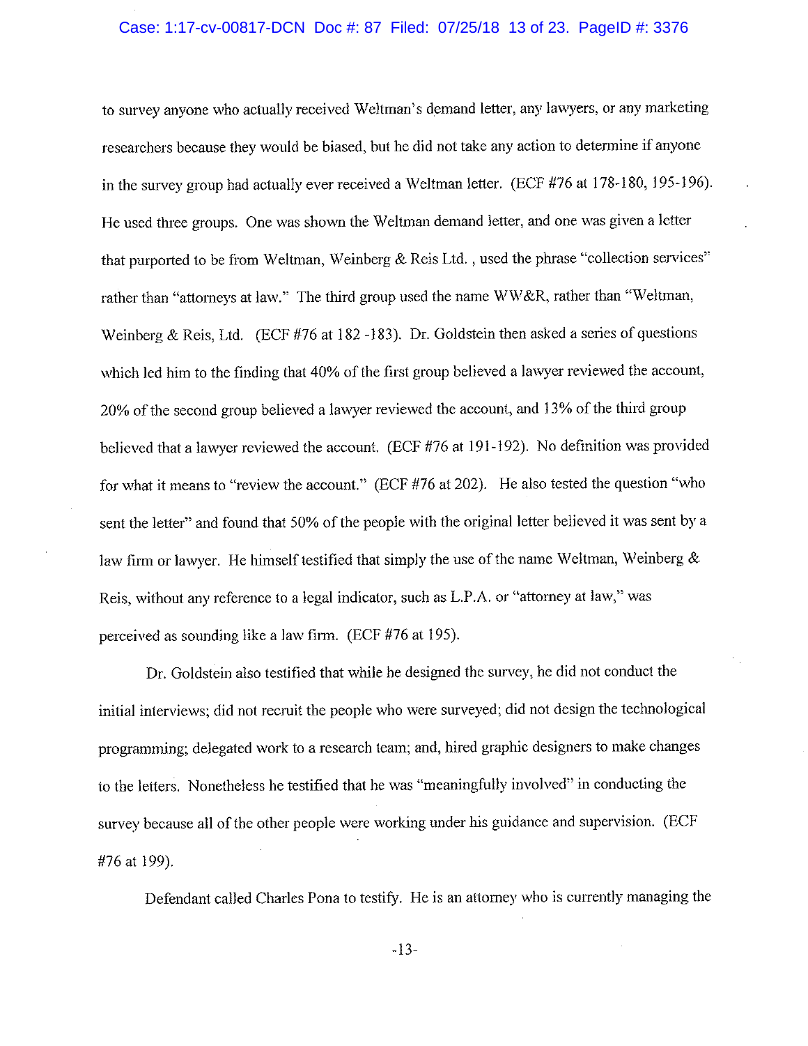to survey anyone who actually received Weltman's demand letter, any lawyers, or any marketing researchers because they would be biased, but he did not take any action to determine if anyone in the survey group had actually ever received a Weltman letter. (ECF #76 at 178-180, 195-196). He used three groups. One was shown the Weltman demand letter, and one was given a letter that purported to be from Weltman, Weinberg & Reis Ltd. , used the phrase "collection services" rather than "attorneys at law." The third group used the name WW&R, rather than "Weltman, Weinberg & Reis, Ltd. (ECF #76 at 182 -183). Dr. Goldstein then asked a series of questions which led him to the finding that 40% of the first group believed a lawyer reviewed the account, 20% of the second group believed a lawyer reviewed the account, and 13% of the third group believed that a lawyer reviewed the account. (ECF #76 at 191-192). No definition was provided for what it means to "review the account." (ECF #76 at 202). He also tested the question "who sent the letter" and found that 50% of the people with the original letter believed it was sent by a law firm or lawyer. He himself testified that simply the use of the name Weltman, Weinberg & Reis, without any reference to a legal indicator, such as L.P.A. or "attorney at law," was perceived as sounding like a law firm. (ECF #76 at 195).

Dr. Goldstein also testified that while he designed the survey, he did not conduct the initial interviews; did not recruit the people who were surveyed; did not design the technological programming; delegated work to a research team; and, hired graphic designers to make changes to the letters. Nonetheless he testified that he was "meaningfully involved" in conducting the survey because all of the other people were working under his guidance and supervision. (ECF #76 at 199).

Defendant called Charles Pona to testify. He is an attorney who is currently managing the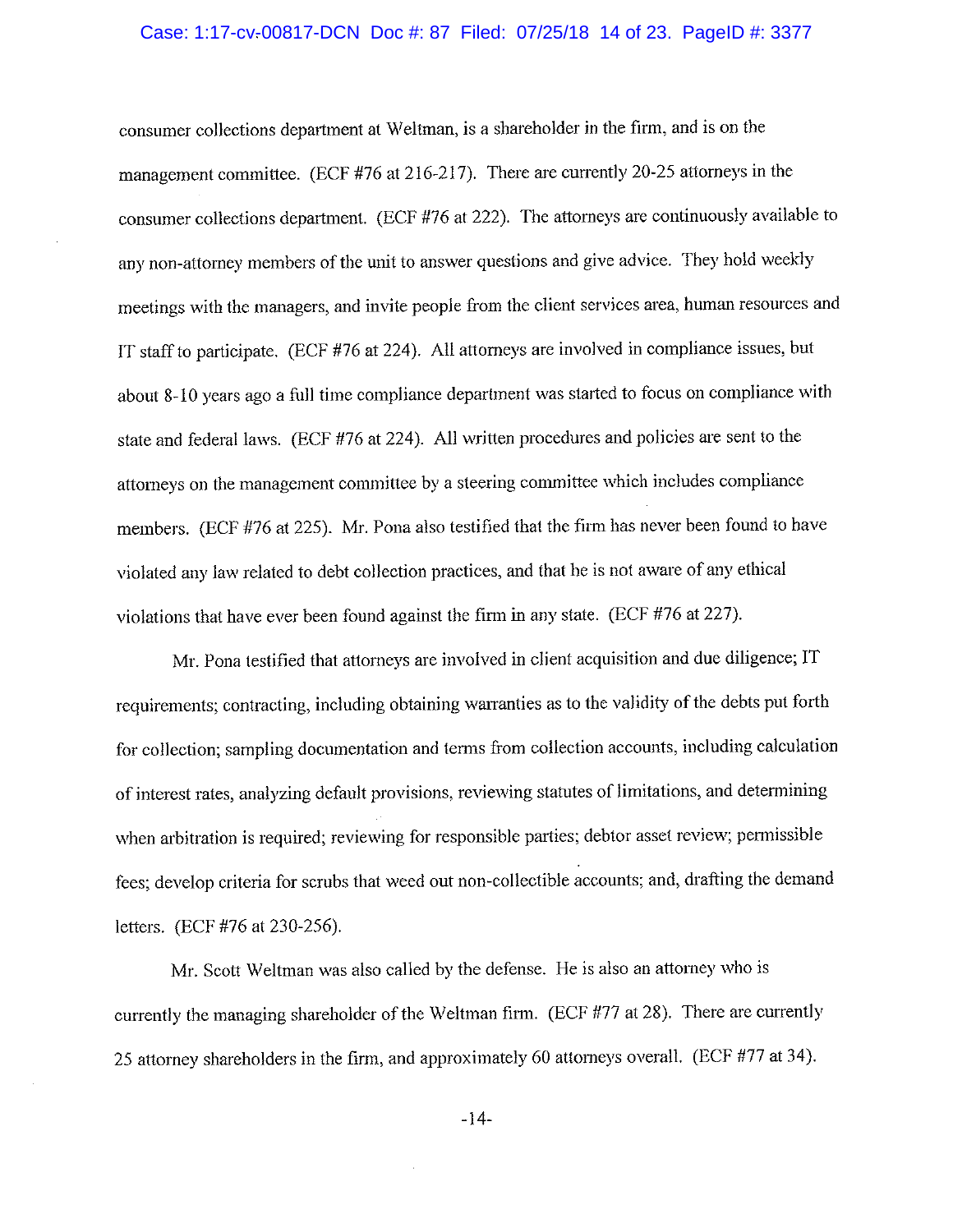consumer collections department at Weltman, is a shareholder in the firm, and is on the management committee. (ECF #76 at 216-217). There are currently 20-25 attorneys in the consumer collections department. (ECF #76 at 222). The attorneys are continuously available to any non-attorney members of the unit to answer questions and give advice. They hold weekly meetings with the managers, and invite people from the client services area, human resources and IT staff to participate. (ECF #76 at 224). All attorneys are involved in compliance issues, but about 8-10 years ago a full time compliance department was started to focus on compliance with state and federal laws. (ECF #76 at 224). All written procedures and policies are sent to the attorneys on the management committee by a steering committee which includes compliance members. (ECF #76 at 225). Mr. Pona also testified that the firm has never been found to have violated any law related to debt collection practices, and that he is not aware of any ethical violations that have ever been found against the firm in any state. (ECF #76 at 227).

Mr. Pona testified that attorneys are involved in client acquisition and due diligence; IT requirements; contracting, including obtaining warranties as to the validity of the debts put forth for collection; sampling documentation and terms from collection accounts, including calculation of interest rates, analyzing default provisions, reviewing statutes of limitations, and determining when arbitration is required; reviewing for responsible parties; debtor asset review; permissible fees; develop criteria for scrubs that weed out non-collectible accounts; and, drafting the demand letters. (ECF #76 at 230-256).

Mr. Scott Weltman was also called by the defense. He is also an attorney who is currently the managing shareholder of the Weltman firm. (ECF #77 at 28). There are currently 25 attorney shareholders in the firm, and approximately 60 attorneys overall. (ECF #77 at 34).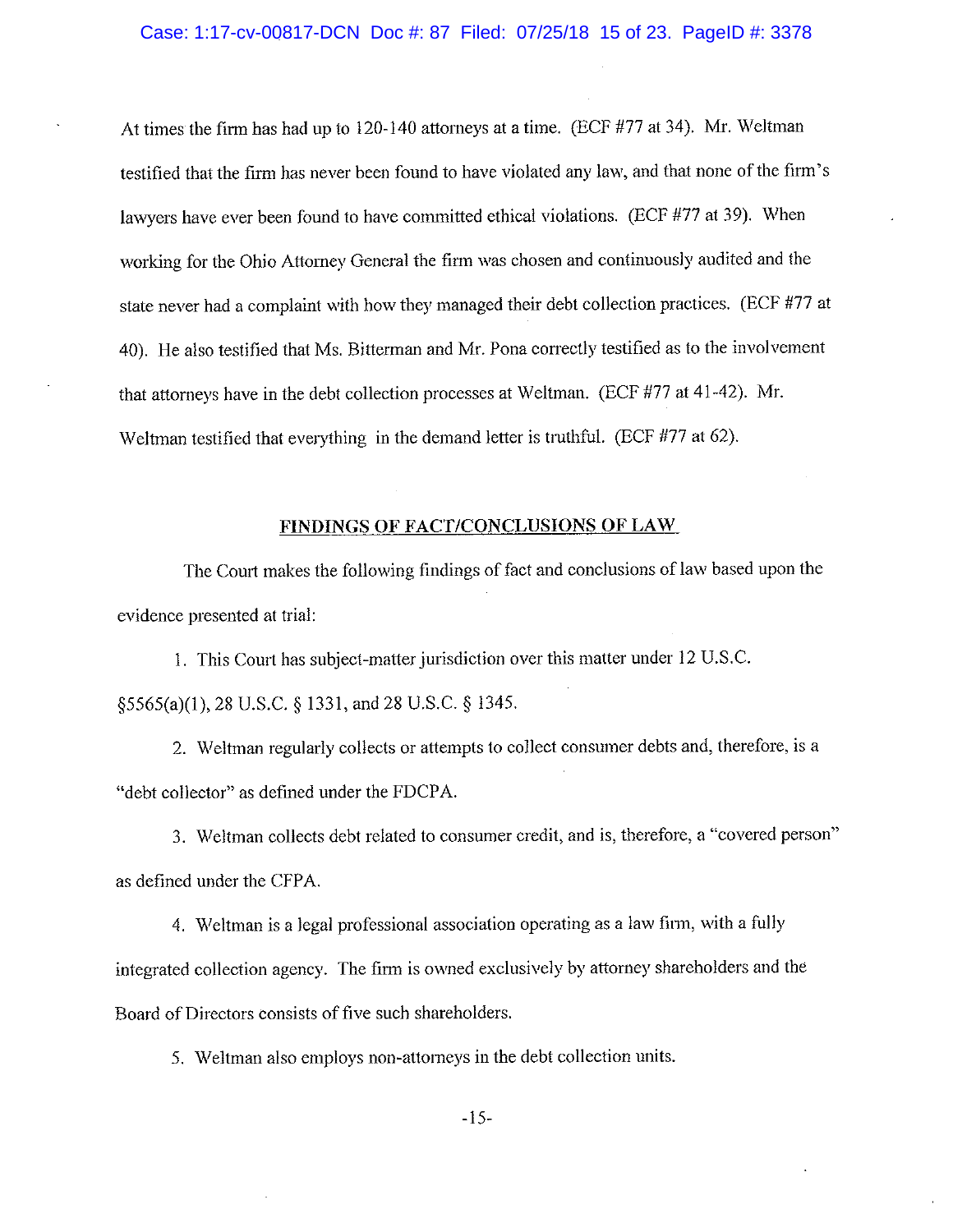At times the firm has had up to 120-140 attorneys at a time. (ECF #77 at 34). Mr. Weltman testified that the firm has never been found to have violated any law, and that none of the firm's lawyers have ever been found to have committed ethical violations. (ECF #77 at 39). When working for the Ohio Attorney General the firm was chosen and continuously audited and the state never had a complaint with how they managed their debt collection practices. (ECF #77 at 40). He also testified that Ms. Bitterman and Mr. Pona correctly testified as to the involvement that attorneys have in the debt collection processes at Weltman. (ECF #77 at 41-42). Mr. Weltman testified that everything in the demand letter is truthful. (ECF #77 at 62).

## FINDINGS OF FACT/CONCLUSIONS OF LAW

The Court makes the following findings of fact and conclusions of law based upon the evidence presented at trial:

1. This Court has subject-matter jurisdiction over this matter under 12 U.S.C. §5565(a)(1), 28 U.S.C. § 1331, and 28 U.S.C. § 1345.

2. Weltman regularly collects or attempts to collect consumer debts and, therefore, is a "debt collector" as defined under the FDCPA.

3. Weltman collects debt related to consumer credit, and is, therefore, a "covered person" as defined under the CFPA.

4. Weltman is a legal professional association operating as a law firm, with a fully integrated collection agency. The firm is owned exclusively by attorney shareholders and the Board of Directors consists of five such shareholders.

5. Weltman also employs non-attorneys in the debt collection units.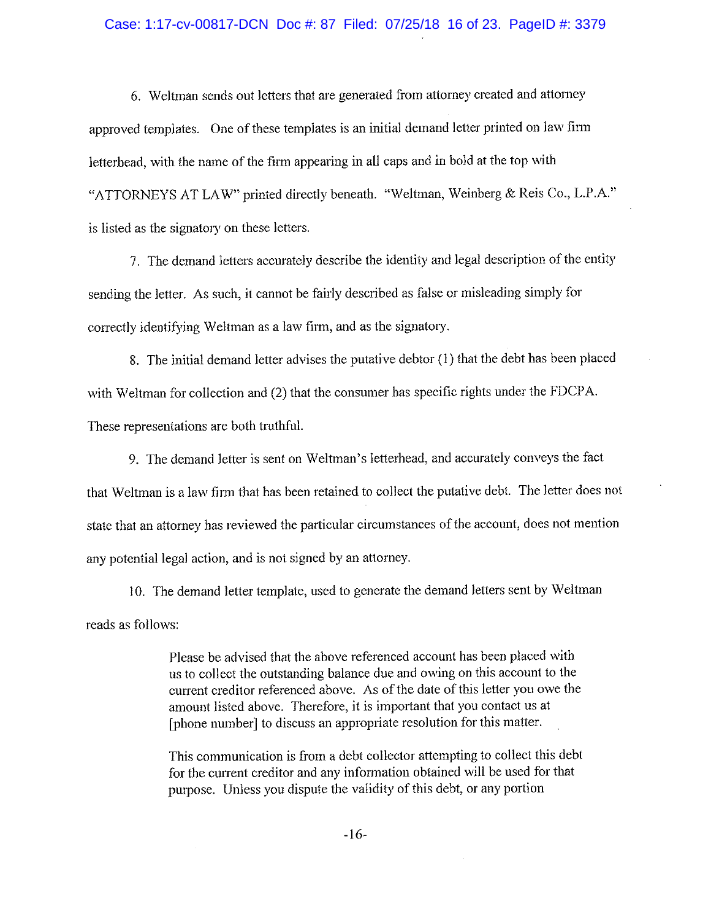6. Weltman sends out letters that are generated from attorney created and attorney approved templates. One of these templates is an initial demand letter printed on law firm letterhead, with the name of the firm appearing in all caps and in bold at the top with "ATTORNEYS AT LAW" printed directly beneath. "Weltman, Weinberg & Reis Co., L.P.A." is listed as the signatory on these letters.

7. The demand letters accurately describe the identity and legal description of the entity sending the letter. As such, it cannot be fairly described as false or misleading simply for correctly identifying Weltman as a law firm, and as the signatory.

8. The initial demand letter advises the putative debtor (1) that the debt has been placed with Weltman for collection and (2) that the consumer has specific rights under the FDCPA. These representations are both truthful.

9. The demand letter is sent on Weltman's letterhead, and accurately conveys the fact that Weltman is a law firm that has been retained to collect the putative debt. The letter does not state that an attorney has reviewed the particular circumstances of the account, does not mention any potential legal action, and is not signed by an attorney.

10. The demand letter template, used to generate the demand letters sent by Weltman reads as follows:

> Please be advised that the above referenced account has been placed with us to collect the outstanding balance due and owing on this account to the current creditor referenced above. As of the date of this letter you owe the amount listed above. Therefore, it is important that you contact us at [phone number] to discuss an appropriate resolution for this matter.
>
> This communication is from a debt collector attempting to collect this debt for the current creditor and any information obtained will be used for that purpose. Unless you dispute the validity of this debt, or any portion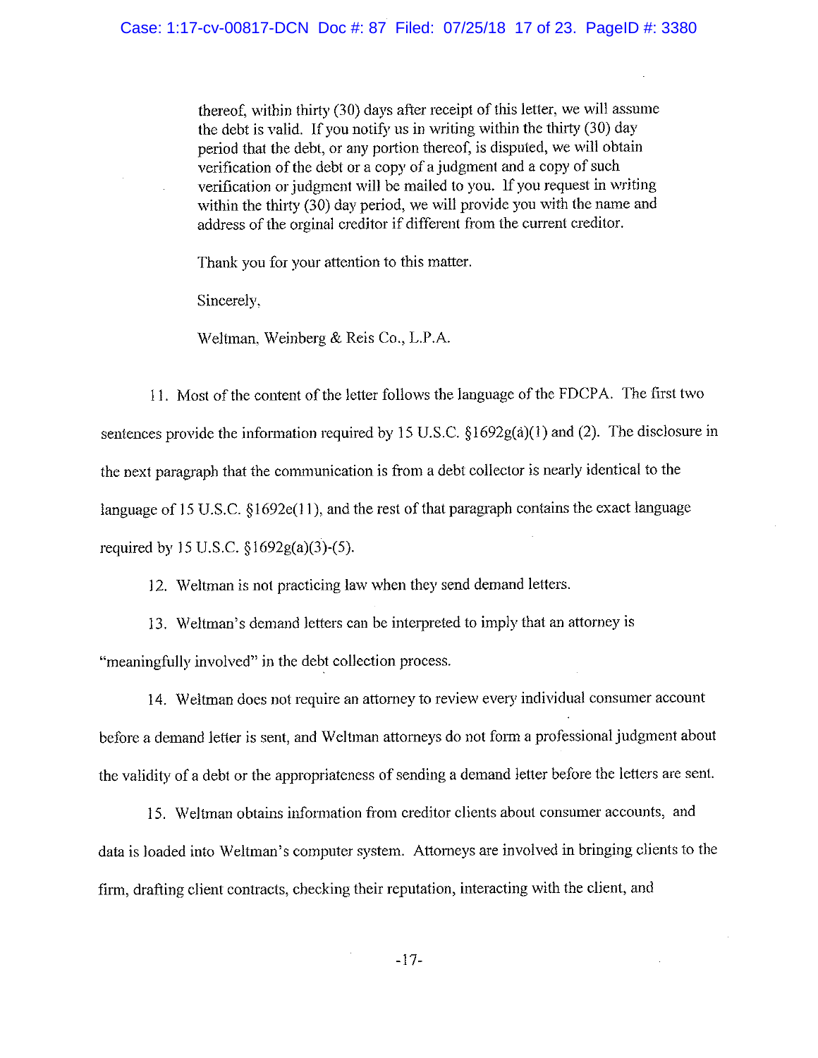thereof, within thirty (30) days after receipt of this letter, we will assume the debt is valid. If you notify us in writing within the thirty (30) day period that the debt, or any portion thereof, is disputed, we will obtain verification of the debt or a copy of a judgment and a copy of such verification or judgment will be mailed to you. If you request in writing within the thirty (30) day period, we will provide you with the name and address of the orginal creditor if different from the current creditor.

Thank you for your attention to this matter.

Sincerely,

Weltman, Weinberg & Reis Co., L.P.A.

11. Most of the content of the letter follows the language of the FDCPA. The first two sentences provide the information required by 15 U.S.C. §1692g(a)(1) and (2). The disclosure in the next paragraph that the communication is from a debt collector is nearly identical to the language of 15 U.S.C. §1692e(11), and the rest of that paragraph contains the exact language required by 15 U.S.C. §1692g(a)(3)-(5).

12. Weltman is not practicing law when they send demand letters.

13. Weltman's demand letters can be interpreted to imply that an attorney is "meaningfully involved" in the debt collection process.

14. Weltman does not require an attorney to review every individual consumer account before a demand letter is sent, and Weltman attorneys do not form a professional judgment about the validity of a debt or the appropriateness of sending a demand letter before the letters are sent.

15. Weltman obtains information from creditor clients about consumer accounts, and data is loaded into Weltman's computer system. Attorneys are involved in bringing clients to the firm, drafting client contracts, checking their reputation, interacting with the client, and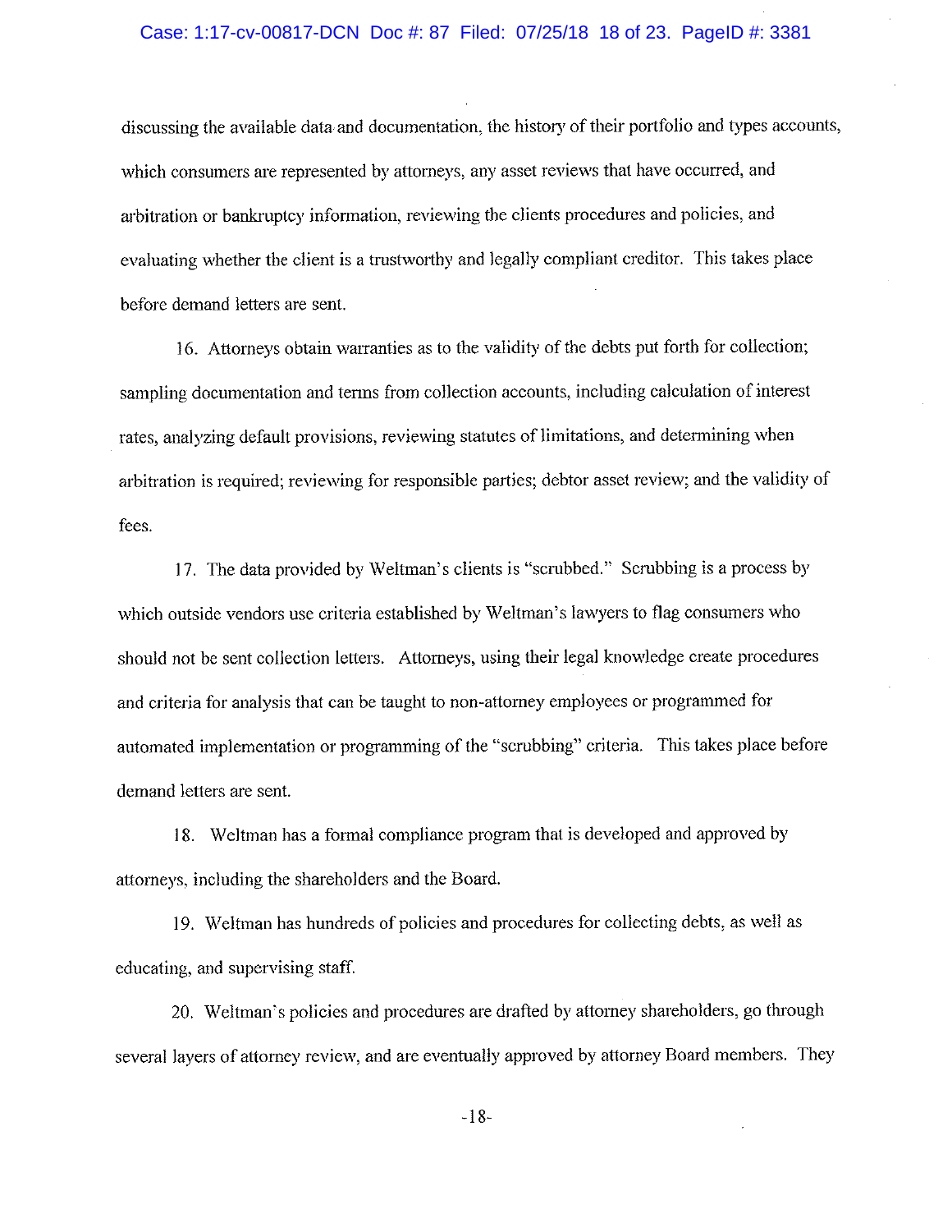discussing the available data and documentation, the history of their portfolio and types accounts, which consumers are represented by attorneys, any asset reviews that have occurred, and arbitration or bankruptcy information, reviewing the clients procedures and policies, and evaluating whether the client is a trustworthy and legally compliant creditor. This takes place before demand letters are sent.

16. Attorneys obtain warranties as to the validity of the debts put forth for collection; sampling documentation and terms from collection accounts, including calculation of interest rates, analyzing default provisions, reviewing statutes of limitations, and determining when arbitration is required; reviewing for responsible parties; debtor asset review; and the validity of fees.

17. The data provided by Weltman's clients is "scrubbed." Scrubbing is a process by which outside vendors use criteria established by Weltman's lawyers to flag consumers who should not be sent collection letters. Attorneys, using their legal knowledge create procedures and criteria for analysis that can be taught to non-attorney employees or programmed for automated implementation or programming of the "scrubbing" criteria. This takes place before demand letters are sent.

18. Weltman has a formal compliance program that is developed and approved by attorneys, including the shareholders and the Board.

19. Weltman has hundreds of policies and procedures for collecting debts, as well as educating, and supervising staff.

20. Weltman's policies and procedures are drafted by attorney shareholders, go through several layers of attorney review, and are eventually approved by attorney Board members. They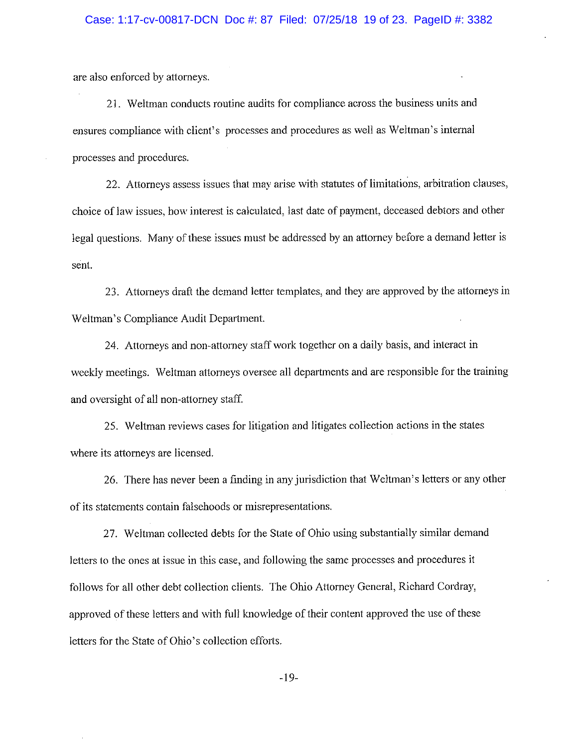are also enforced by attorneys.

21. Weltman conducts routine audits for compliance across the business units and ensures compliance with client's processes and procedures as well as Weltman's internal processes and procedures.

22. Attorneys assess issues that may arise with statutes of limitations, arbitration clauses, choice of law issues, how interest is calculated, last date of payment, deceased debtors and other legal questions. Many of these issues must be addressed by an attorney before a demand letter is sent.

23. Attorneys draft the demand letter templates, and they are approved by the attorneys in Weltman's Compliance Audit Department.

24. Attorneys and non-attorney staff work together on a daily basis, and interact in weekly meetings. Weltman attorneys oversee all departments and are responsible for the training and oversight of all non-attorney staff.

25. Weltman reviews cases for litigation and litigates collection actions in the states where its attorneys are licensed.

26. There has never been a finding in any jurisdiction that Weltman's letters or any other of its statements contain falsehoods or misrepresentations.

27. Weltman collected debts for the State of Ohio using substantially similar demand letters to the ones at issue in this case, and following the same processes and procedures it follows for all other debt collection clients. The Ohio Attorney General, Richard Cordray, approved of these letters and with full knowledge of their content approved the use of these letters for the State of Ohio's collection efforts.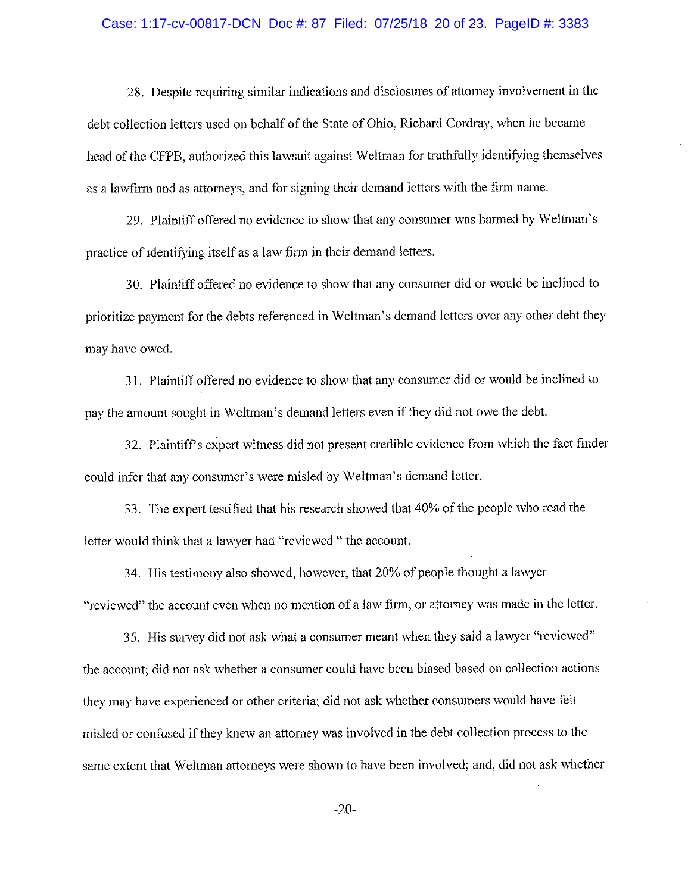28. Despite requiring similar indications and disclosures of attorney involvement in the debt collection letters used on behalf of the State of Ohio, Richard Cordray, when he became head of the CFPB, authorized this lawsuit against Weltman for truthfully identifying themselves as a lawfirm and as attorneys, and for signing their demand letters with the firm name.

29. Plaintiff offered no evidence to show that any consumer was harmed by Weltman's practice of identifying itself as a law firm in their demand letters.

30. Plaintiff offered no evidence to show that any consumer did or would be inclined to prioritize payment for the debts referenced in Weltman's demand letters over any other debt they may have owed.

31. Plaintiff offered no evidence to show that any consumer did or would be inclined to pay the amount sought in Weltman's demand letters even if they did not owe the debt.

32. Plaintiff's expert witness did not present credible evidence from which the fact finder could infer that any consumer's were misled by Weltman's demand letter.

33. The expert testified that his research showed that 40% of the people who read the letter would think that a lawyer had "reviewed " the account.

34. His testimony also showed, however, that 20% of people thought a lawyer "reviewed" the account even when no mention of a law firm, or attorney was made in the letter.

35. His survey did not ask what a consumer meant when they said a lawyer "reviewed" the account; did not ask whether a consumer could have been biased based on collection actions they may have experienced or other criteria; did not ask whether consumers would have felt misled or confused if they knew an attorney was involved in the debt collection process to the same extent that Weltman attorneys were shown to have been involved; and, did not ask whether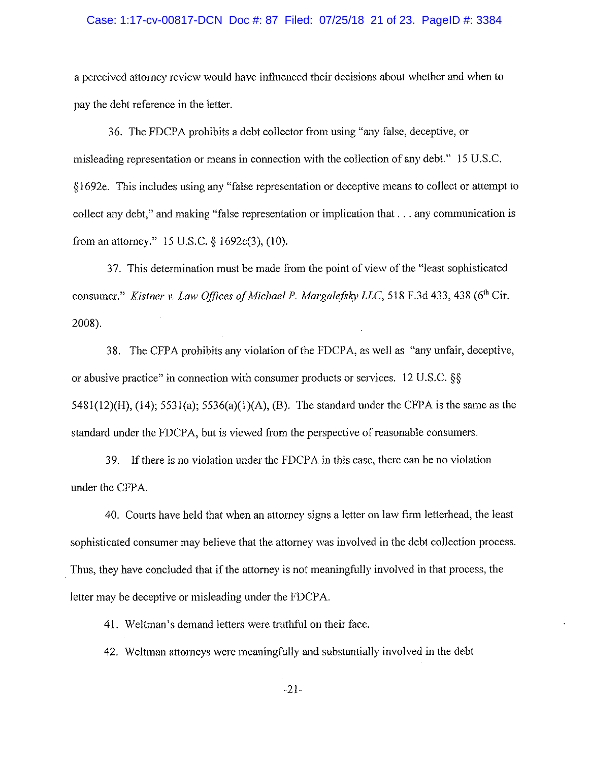a perceived attorney review would have influenced their decisions about whether and when to pay the debt reference in the letter.

36. The FDCPA prohibits a debt collector from using "any false, deceptive, or misleading representation or means in connection with the collection of any debt." 15 U.S.C. §1692e. This includes using any "false representation or deceptive means to collect or attempt to collect any debt," and making "false representation or implication that . . . any communication is from an attorney." 15 U.S.C. § 1692e(3), (10).

37. This determination must be made from the point of view of the "least sophisticated consumer." *Kistner v. Law Offices of Michael P. Margalefsky LLC*, 518 F.3d 433, 438 (6th Cir. 2008).

38. The CFPA prohibits any violation of the FDCPA, as well as "any unfair, deceptive, or abusive practice" in connection with consumer products or services. 12 U.S.C. §§ 5481(12)(H), (14); 5531(a); 5536(a)(1)(A), (B). The standard under the CFPA is the same as the standard under the FDCPA, but is viewed from the perspective of reasonable consumers.

39. If there is no violation under the FDCPA in this case, there can be no violation under the CFPA.

40. Courts have held that when an attorney signs a letter on law firm letterhead, the least sophisticated consumer may believe that the attorney was involved in the debt collection process. Thus, they have concluded that if the attorney is not meaningfully involved in that process, the letter may be deceptive or misleading under the FDCPA.

41. Weltman's demand letters were truthful on their face.

42. Weltman attorneys were meaningfully and substantially involved in the debt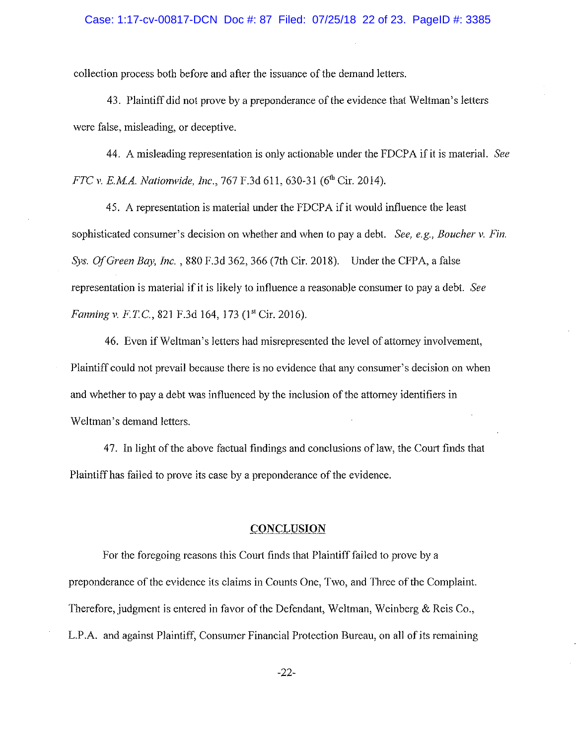collection process both before and after the issuance of the demand letters.

43. Plaintiff did not prove by a preponderance of the evidence that Weltman's letters were false, misleading, or deceptive.

44. A misleading representation is only actionable under the FDCPA if it is material. *See FTC v. E.M.A. Nationwide, Inc.*, 767 F.3d 611, 630-31 (6th Cir. 2014).

45. A representation is material under the FDCPA if it would influence the least sophisticated consumer's decision on whether and when to pay a debt. *See, e.g., Boucher v. Fin. Sys. Of Green Bay, Inc.* , 880 F.3d 362, 366 (7th Cir. 2018). Under the CFPA, a false representation is material if it is likely to influence a reasonable consumer to pay a debt. *See Fanning v. F.T.C.*, 821 F.3d 164, 173 (1st Cir. 2016).

46. Even if Weltman's letters had misrepresented the level of attorney involvement, Plaintiff could not prevail because there is no evidence that any consumer's decision on when and whether to pay a debt was influenced by the inclusion of the attorney identifiers in Weltman's demand letters.

47. In light of the above factual findings and conclusions of law, the Court finds that Plaintiff has failed to prove its case by a preponderance of the evidence.

## CONCLUSION

For the foregoing reasons this Court finds that Plaintiff failed to prove by a preponderance of the evidence its claims in Counts One, Two, and Three of the Complaint. Therefore, judgment is entered in favor of the Defendant, Weltman, Weinberg & Reis Co., L.P.A. and against Plaintiff, Consumer Financial Protection Bureau, on all of its remaining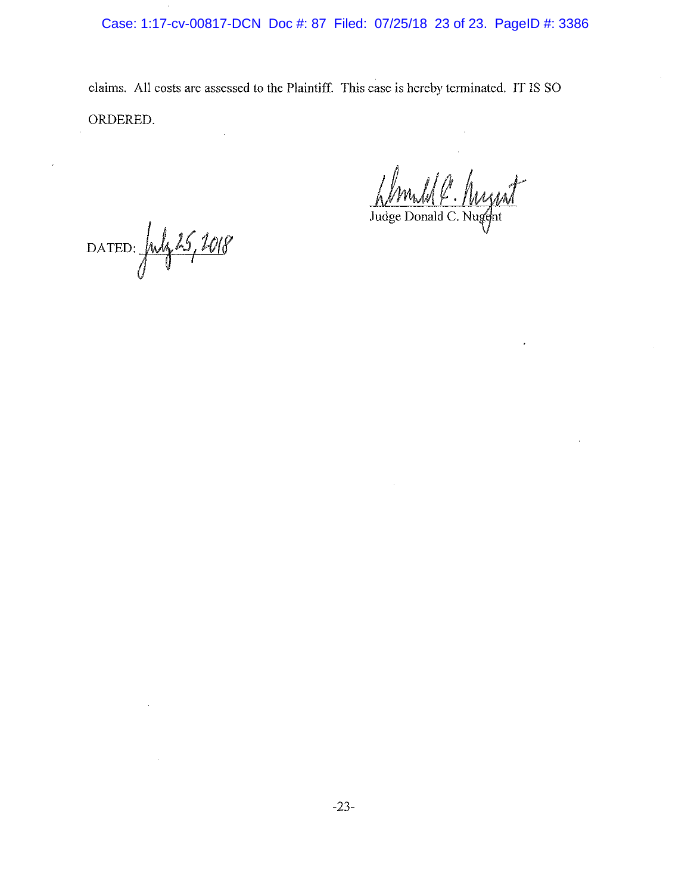claims. All costs are assessed to the Plaintiff. This case is hereby terminated. IT IS SO ORDERED.

Judge Donald C. Nugent

DATED: July 25, 2018